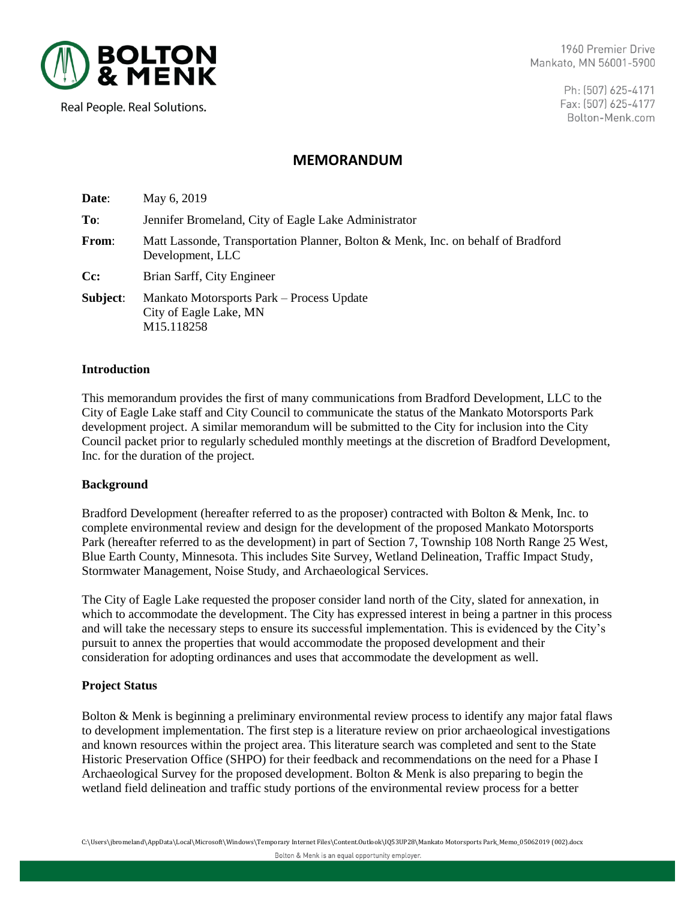BOLTON & MENK

Real People. Real Solutions.

1960 Premier Drive
Mankato, MN 56001-5900

Ph: (507) 625-4171
Fax: (507) 625-4177
Bolton-Menk.com

# MEMORANDUM

**Date**: May 6, 2019

**To**: Jennifer Bromeland, City of Eagle Lake Administrator

**From**: Matt Lassonde, Transportation Planner, Bolton & Menk, Inc. on behalf of Bradford Development, LLC

**Cc:** Brian Sarff, City Engineer

**Subject**: Mankato Motorsports Park – Process Update
City of Eagle Lake, MN
M15.118258

## Introduction

This memorandum provides the first of many communications from Bradford Development, LLC to the City of Eagle Lake staff and City Council to communicate the status of the Mankato Motorsports Park development project. A similar memorandum will be submitted to the City for inclusion into the City Council packet prior to regularly scheduled monthly meetings at the discretion of Bradford Development, Inc. for the duration of the project.

## Background

Bradford Development (hereafter referred to as the proposer) contracted with Bolton & Menk, Inc. to complete environmental review and design for the development of the proposed Mankato Motorsports Park (hereafter referred to as the development) in part of Section 7, Township 108 North Range 25 West, Blue Earth County, Minnesota. This includes Site Survey, Wetland Delineation, Traffic Impact Study, Stormwater Management, Noise Study, and Archaeological Services.

The City of Eagle Lake requested the proposer consider land north of the City, slated for annexation, in which to accommodate the development. The City has expressed interest in being a partner in this process and will take the necessary steps to ensure its successful implementation. This is evidenced by the City's pursuit to annex the properties that would accommodate the proposed development and their consideration for adopting ordinances and uses that accommodate the development as well.

## Project Status

Bolton & Menk is beginning a preliminary environmental review process to identify any major fatal flaws to development implementation. The first step is a literature review on prior archaeological investigations and known resources within the project area. This literature search was completed and sent to the State Historic Preservation Office (SHPO) for their feedback and recommendations on the need for a Phase I Archaeological Survey for the proposed development. Bolton & Menk is also preparing to begin the wetland field delineation and traffic study portions of the environmental review process for a better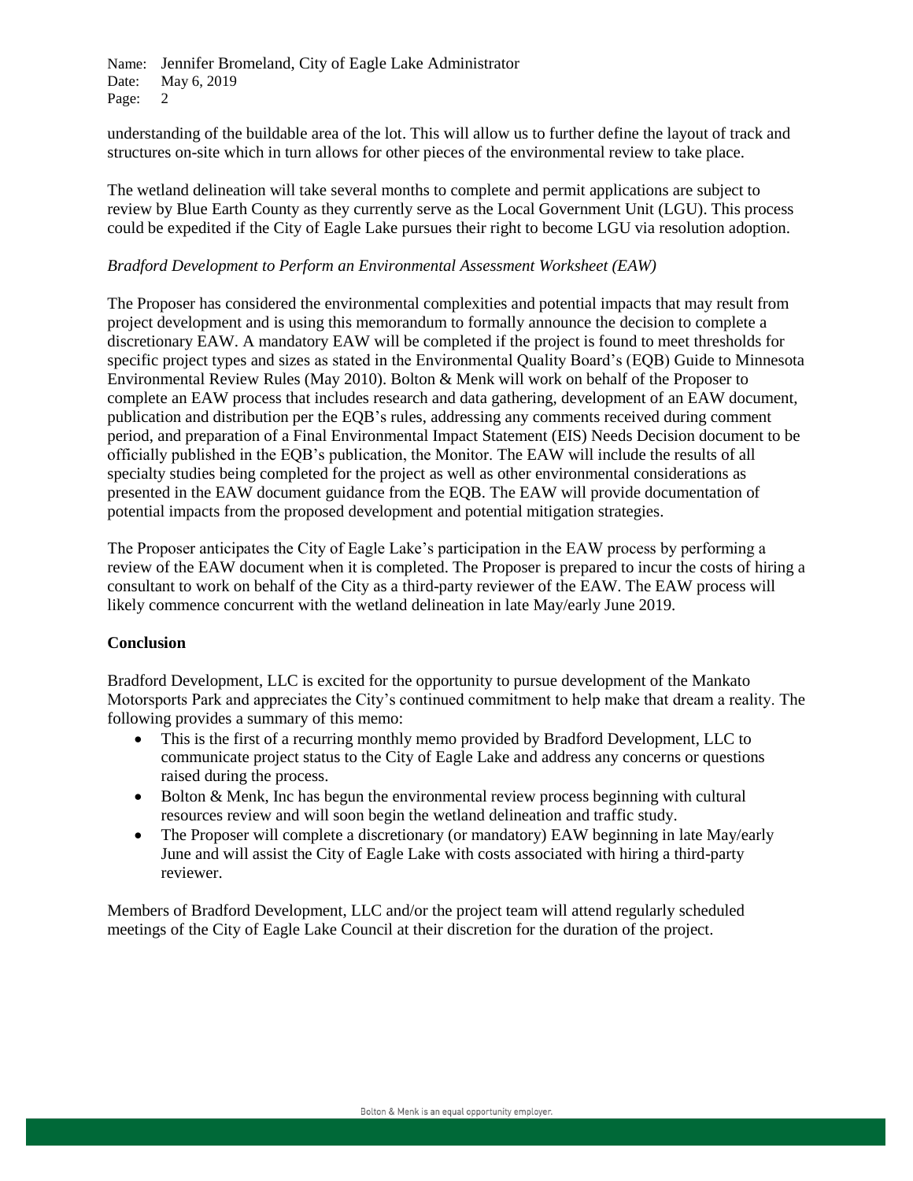understanding of the buildable area of the lot. This will allow us to further define the layout of track and structures on-site which in turn allows for other pieces of the environmental review to take place.

The wetland delineation will take several months to complete and permit applications are subject to review by Blue Earth County as they currently serve as the Local Government Unit (LGU). This process could be expedited if the City of Eagle Lake pursues their right to become LGU via resolution adoption.

*Bradford Development to Perform an Environmental Assessment Worksheet (EAW)*

The Proposer has considered the environmental complexities and potential impacts that may result from project development and is using this memorandum to formally announce the decision to complete a discretionary EAW. A mandatory EAW will be completed if the project is found to meet thresholds for specific project types and sizes as stated in the Environmental Quality Board's (EQB) Guide to Minnesota Environmental Review Rules (May 2010). Bolton & Menk will work on behalf of the Proposer to complete an EAW process that includes research and data gathering, development of an EAW document, publication and distribution per the EQB's rules, addressing any comments received during comment period, and preparation of a Final Environmental Impact Statement (EIS) Needs Decision document to be officially published in the EQB's publication, the Monitor. The EAW will include the results of all specialty studies being completed for the project as well as other environmental considerations as presented in the EAW document guidance from the EQB. The EAW will provide documentation of potential impacts from the proposed development and potential mitigation strategies.

The Proposer anticipates the City of Eagle Lake's participation in the EAW process by performing a review of the EAW document when it is completed. The Proposer is prepared to incur the costs of hiring a consultant to work on behalf of the City as a third-party reviewer of the EAW. The EAW process will likely commence concurrent with the wetland delineation in late May/early June 2019.

**Conclusion**

Bradford Development, LLC is excited for the opportunity to pursue development of the Mankato Motorsports Park and appreciates the City's continued commitment to help make that dream a reality. The following provides a summary of this memo:

- This is the first of a recurring monthly memo provided by Bradford Development, LLC to communicate project status to the City of Eagle Lake and address any concerns or questions raised during the process.
- Bolton & Menk, Inc has begun the environmental review process beginning with cultural resources review and will soon begin the wetland delineation and traffic study.
- The Proposer will complete a discretionary (or mandatory) EAW beginning in late May/early June and will assist the City of Eagle Lake with costs associated with hiring a third-party reviewer.

Members of Bradford Development, LLC and/or the project team will attend regularly scheduled meetings of the City of Eagle Lake Council at their discretion for the duration of the project.